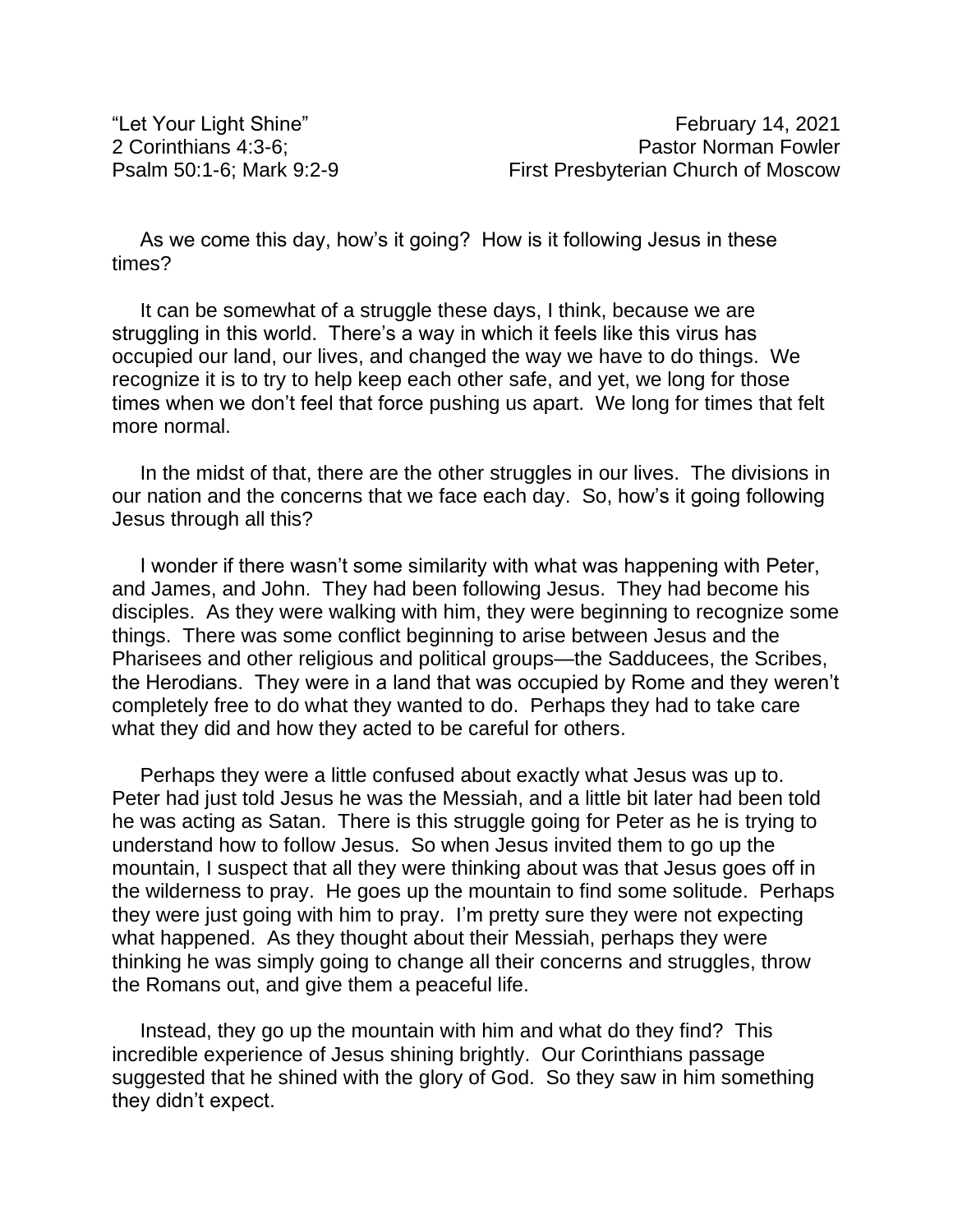“Let Your Light Shine”  
2 Corinthians 4:3-6;  
Psalm 50:1-6; Mark 9:2-9

February 14, 2021  
Pastor Norman Fowler  
First Presbyterian Church of Moscow

As we come this day, how’s it going? How is it following Jesus in these times?

It can be somewhat of a struggle these days, I think, because we are struggling in this world. There’s a way in which it feels like this virus has occupied our land, our lives, and changed the way we have to do things. We recognize it is to try to help keep each other safe, and yet, we long for those times when we don’t feel that force pushing us apart. We long for times that felt more normal.

In the midst of that, there are the other struggles in our lives. The divisions in our nation and the concerns that we face each day. So, how’s it going following Jesus through all this?

I wonder if there wasn’t some similarity with what was happening with Peter, and James, and John. They had been following Jesus. They had become his disciples. As they were walking with him, they were beginning to recognize some things. There was some conflict beginning to arise between Jesus and the Pharisees and other religious and political groups—the Sadducees, the Scribes, the Herodians. They were in a land that was occupied by Rome and they weren’t completely free to do what they wanted to do. Perhaps they had to take care what they did and how they acted to be careful for others.

Perhaps they were a little confused about exactly what Jesus was up to. Peter had just told Jesus he was the Messiah, and a little bit later had been told he was acting as Satan. There is this struggle going for Peter as he is trying to understand how to follow Jesus. So when Jesus invited them to go up the mountain, I suspect that all they were thinking about was that Jesus goes off in the wilderness to pray. He goes up the mountain to find some solitude. Perhaps they were just going with him to pray. I’m pretty sure they were not expecting what happened. As they thought about their Messiah, perhaps they were thinking he was simply going to change all their concerns and struggles, throw the Romans out, and give them a peaceful life.

Instead, they go up the mountain with him and what do they find? This incredible experience of Jesus shining brightly. Our Corinthians passage suggested that he shined with the glory of God. So they saw in him something they didn’t expect.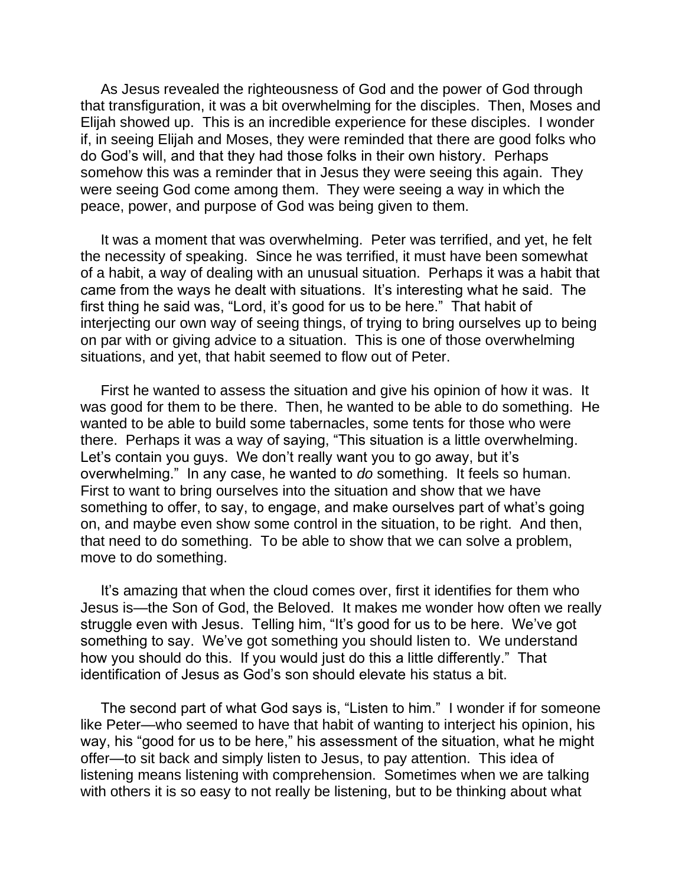As Jesus revealed the righteousness of God and the power of God through that transfiguration, it was a bit overwhelming for the disciples. Then, Moses and Elijah showed up. This is an incredible experience for these disciples. I wonder if, in seeing Elijah and Moses, they were reminded that there are good folks who do God's will, and that they had those folks in their own history. Perhaps somehow this was a reminder that in Jesus they were seeing this again. They were seeing God come among them. They were seeing a way in which the peace, power, and purpose of God was being given to them.

It was a moment that was overwhelming. Peter was terrified, and yet, he felt the necessity of speaking. Since he was terrified, it must have been somewhat of a habit, a way of dealing with an unusual situation. Perhaps it was a habit that came from the ways he dealt with situations. It's interesting what he said. The first thing he said was, "Lord, it's good for us to be here." That habit of interjecting our own way of seeing things, of trying to bring ourselves up to being on par with or giving advice to a situation. This is one of those overwhelming situations, and yet, that habit seemed to flow out of Peter.

First he wanted to assess the situation and give his opinion of how it was. It was good for them to be there. Then, he wanted to be able to do something. He wanted to be able to build some tabernacles, some tents for those who were there. Perhaps it was a way of saying, "This situation is a little overwhelming. Let's contain you guys. We don't really want you to go away, but it's overwhelming." In any case, he wanted to *do* something. It feels so human. First to want to bring ourselves into the situation and show that we have something to offer, to say, to engage, and make ourselves part of what's going on, and maybe even show some control in the situation, to be right. And then, that need to do something. To be able to show that we can solve a problem, move to do something.

It's amazing that when the cloud comes over, first it identifies for them who Jesus is—the Son of God, the Beloved. It makes me wonder how often we really struggle even with Jesus. Telling him, "It's good for us to be here. We've got something to say. We've got something you should listen to. We understand how you should do this. If you would just do this a little differently." That identification of Jesus as God's son should elevate his status a bit.

The second part of what God says is, "Listen to him." I wonder if for someone like Peter—who seemed to have that habit of wanting to interject his opinion, his way, his "good for us to be here," his assessment of the situation, what he might offer—to sit back and simply listen to Jesus, to pay attention. This idea of listening means listening with comprehension. Sometimes when we are talking with others it is so easy to not really be listening, but to be thinking about what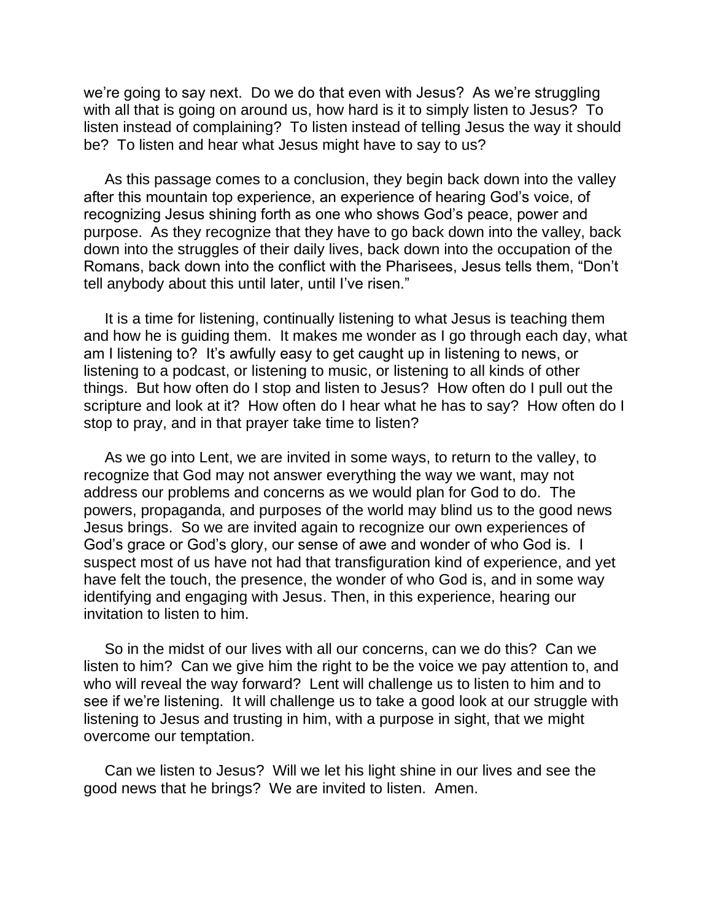we're going to say next. Do we do that even with Jesus? As we're struggling with all that is going on around us, how hard is it to simply listen to Jesus? To listen instead of complaining? To listen instead of telling Jesus the way it should be? To listen and hear what Jesus might have to say to us?

As this passage comes to a conclusion, they begin back down into the valley after this mountain top experience, an experience of hearing God's voice, of recognizing Jesus shining forth as one who shows God's peace, power and purpose. As they recognize that they have to go back down into the valley, back down into the struggles of their daily lives, back down into the occupation of the Romans, back down into the conflict with the Pharisees, Jesus tells them, "Don't tell anybody about this until later, until I've risen."

It is a time for listening, continually listening to what Jesus is teaching them and how he is guiding them. It makes me wonder as I go through each day, what am I listening to? It's awfully easy to get caught up in listening to news, or listening to a podcast, or listening to music, or listening to all kinds of other things. But how often do I stop and listen to Jesus? How often do I pull out the scripture and look at it? How often do I hear what he has to say? How often do I stop to pray, and in that prayer take time to listen?

As we go into Lent, we are invited in some ways, to return to the valley, to recognize that God may not answer everything the way we want, may not address our problems and concerns as we would plan for God to do. The powers, propaganda, and purposes of the world may blind us to the good news Jesus brings. So we are invited again to recognize our own experiences of God's grace or God's glory, our sense of awe and wonder of who God is. I suspect most of us have not had that transfiguration kind of experience, and yet have felt the touch, the presence, the wonder of who God is, and in some way identifying and engaging with Jesus. Then, in this experience, hearing our invitation to listen to him.

So in the midst of our lives with all our concerns, can we do this? Can we listen to him? Can we give him the right to be the voice we pay attention to, and who will reveal the way forward? Lent will challenge us to listen to him and to see if we're listening. It will challenge us to take a good look at our struggle with listening to Jesus and trusting in him, with a purpose in sight, that we might overcome our temptation.

Can we listen to Jesus? Will we let his light shine in our lives and see the good news that he brings? We are invited to listen. Amen.